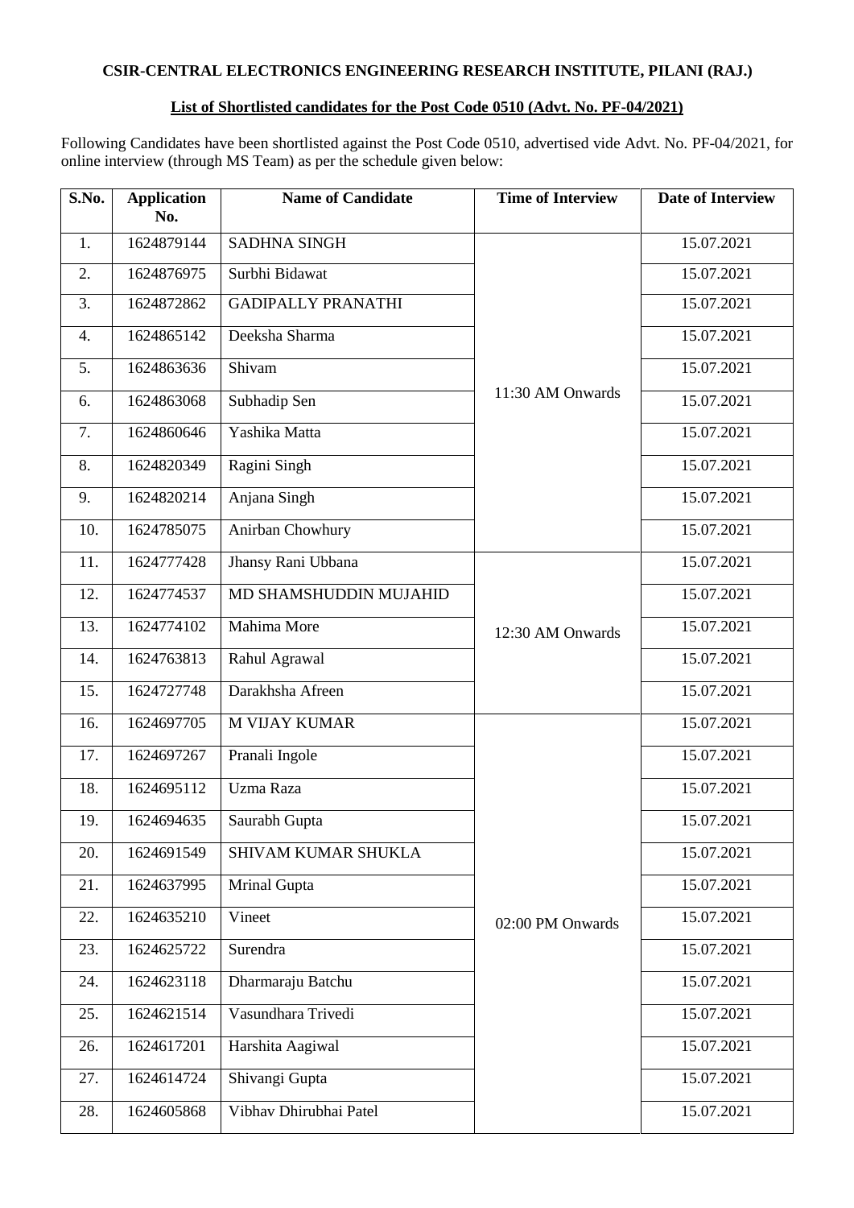**CSIR-CENTRAL ELECTRONICS ENGINEERING RESEARCH INSTITUTE, PILANI (RAJ.)**

**List of Shortlisted candidates for the Post Code 0510 (Advt. No. PF-04/2021)**

Following Candidates have been shortlisted against the Post Code 0510, advertised vide Advt. No. PF-04/2021, for online interview (through MS Team) as per the schedule given below:

| S.No. | Application No. | Name of Candidate | Time of Interview | Date of Interview |
|---|---|---|---|---|
| 1. | 1624879144 | SADHNA SINGH | 11:30 AM Onwards | 15.07.2021 |
| 2. | 1624876975 | Surbhi Bidawat | | 15.07.2021 |
| 3. | 1624872862 | GADIPALLY PRANATHI | | 15.07.2021 |
| 4. | 1624865142 | Deeksha Sharma | | 15.07.2021 |
| 5. | 1624863636 | Shivam | | 15.07.2021 |
| 6. | 1624863068 | Subhadip Sen | | 15.07.2021 |
| 7. | 1624860646 | Yashika Matta | | 15.07.2021 |
| 8. | 1624820349 | Ragini Singh | | 15.07.2021 |
| 9. | 1624820214 | Anjana Singh | | 15.07.2021 |
| 10. | 1624785075 | Anirban Chowhury | | 15.07.2021 |
| 11. | 1624777428 | Jhansy Rani Ubbana | 12:30 AM Onwards | 15.07.2021 |
| 12. | 1624774537 | MD SHAMSHUDDIN MUJAHID | | 15.07.2021 |
| 13. | 1624774102 | Mahima More | | 15.07.2021 |
| 14. | 1624763813 | Rahul Agrawal | | 15.07.2021 |
| 15. | 1624727748 | Darakhsha Afreen | | 15.07.2021 |
| 16. | 1624697705 | M VIJAY KUMAR | 02:00 PM Onwards | 15.07.2021 |
| 17. | 1624697267 | Pranali Ingole | | 15.07.2021 |
| 18. | 1624695112 | Uzma Raza | | 15.07.2021 |
| 19. | 1624694635 | Saurabh Gupta | | 15.07.2021 |
| 20. | 1624691549 | SHIVAM KUMAR SHUKLA | | 15.07.2021 |
| 21. | 1624637995 | Mrinal Gupta | | 15.07.2021 |
| 22. | 1624635210 | Vineet | | 15.07.2021 |
| 23. | 1624625722 | Surendra | | 15.07.2021 |
| 24. | 1624623118 | Dharmaraju Batchu | | 15.07.2021 |
| 25. | 1624621514 | Vasundhara Trivedi | | 15.07.2021 |
| 26. | 1624617201 | Harshita Aagiwal | | 15.07.2021 |
| 27. | 1624614724 | Shivangi Gupta | | 15.07.2021 |
| 28. | 1624605868 | Vibhav Dhirubhai Patel | | 15.07.2021 |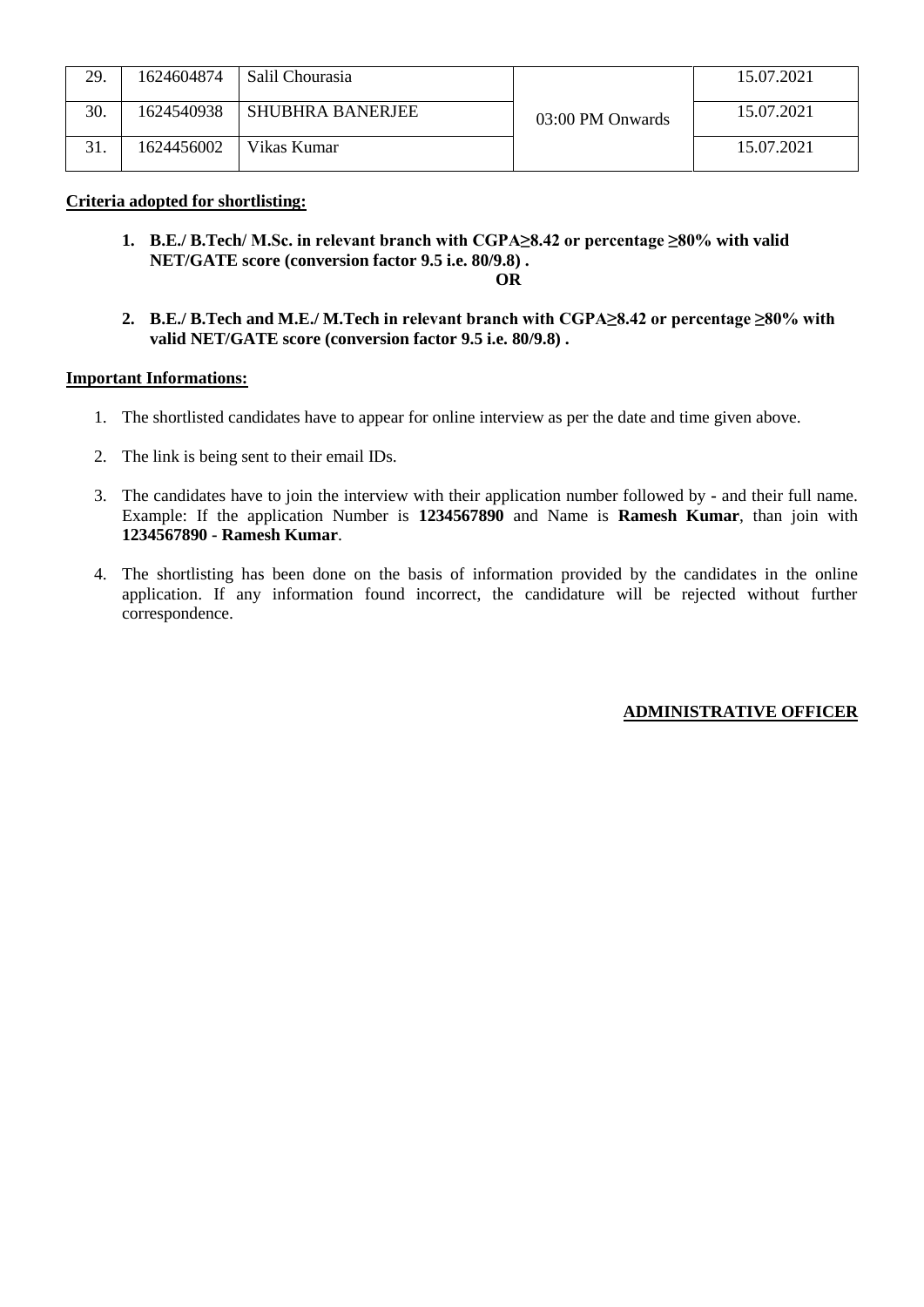| | | | | |
|---|---|---|---|---|
| 29. | 1624604874 | Salil Chourasia | 03:00 PM Onwards | 15.07.2021 |
| 30. | 1624540938 | SHUBHRA BANERJEE | | 15.07.2021 |
| 31. | 1624456002 | Vikas Kumar | | 15.07.2021 |

**Criteria adopted for shortlisting:**

1. **B.E./ B.Tech/ M.Sc. in relevant branch with CGPA≥8.42 or percentage ≥80% with valid NET/GATE score (conversion factor 9.5 i.e. 80/9.8) .**

   **OR**

2. **B.E./ B.Tech and M.E./ M.Tech in relevant branch with CGPA≥8.42 or percentage ≥80% with valid NET/GATE score (conversion factor 9.5 i.e. 80/9.8) .**

**Important Informations:**

1. The shortlisted candidates have to appear for online interview as per the date and time given above.
2. The link is being sent to their email IDs.
3. The candidates have to join the interview with their application number followed by **-** and their full name. Example: If the application Number is **1234567890** and Name is **Ramesh Kumar**, than join with **1234567890 - Ramesh Kumar**.
4. The shortlisting has been done on the basis of information provided by the candidates in the online application. If any information found incorrect, the candidature will be rejected without further correspondence.

**ADMINISTRATIVE OFFICER**